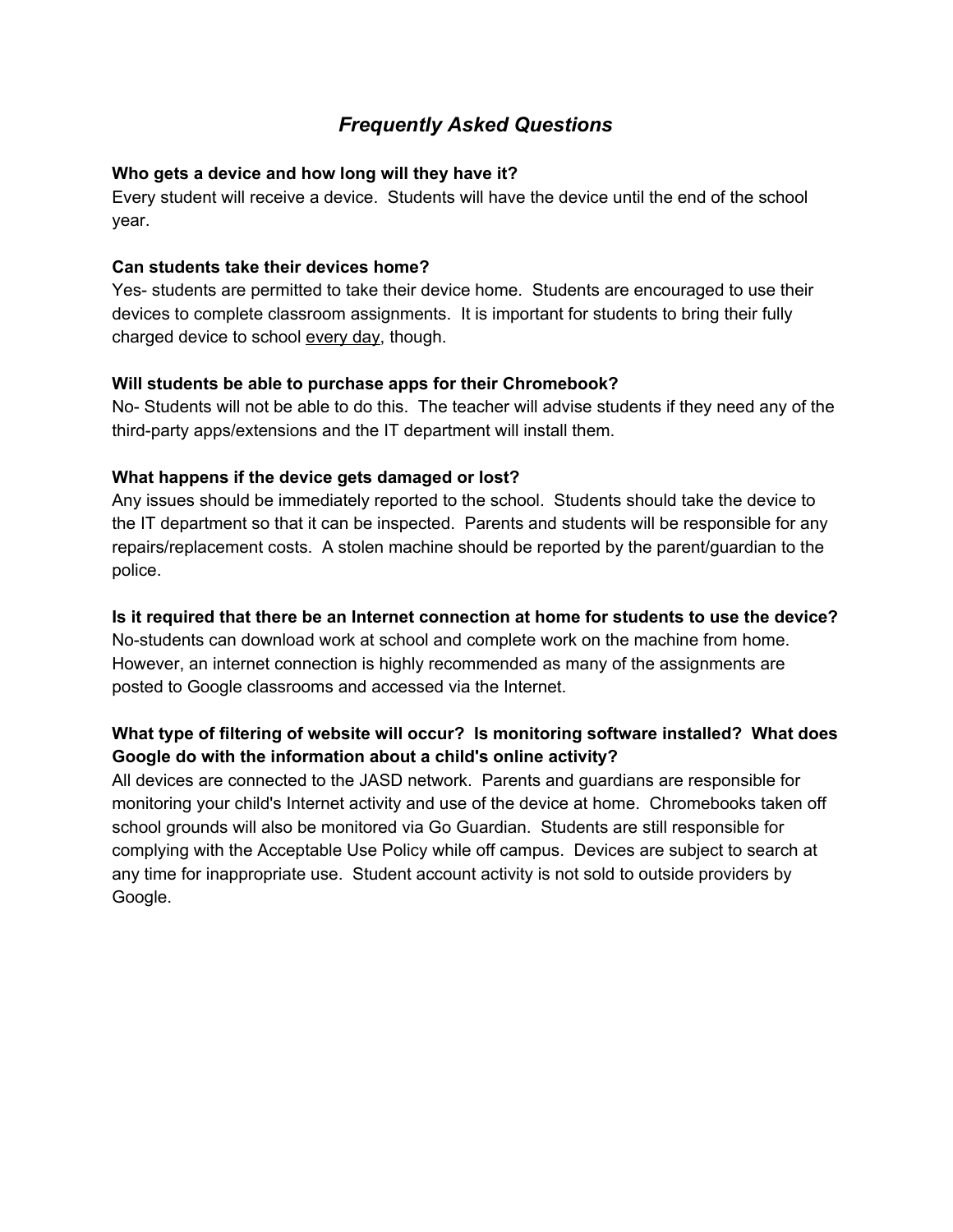# *Frequently Asked Questions*

**Who gets a device and how long will they have it?**
Every student will receive a device. Students will have the device until the end of the school year.

**Can students take their devices home?**
Yes- students are permitted to take their device home. Students are encouraged to use their devices to complete classroom assignments. It is important for students to bring their fully charged device to school <u>every day</u>, though.

**Will students be able to purchase apps for their Chromebook?**
No- Students will not be able to do this. The teacher will advise students if they need any of the third-party apps/extensions and the IT department will install them.

**What happens if the device gets damaged or lost?**
Any issues should be immediately reported to the school. Students should take the device to the IT department so that it can be inspected. Parents and students will be responsible for any repairs/replacement costs. A stolen machine should be reported by the parent/guardian to the police.

**Is it required that there be an Internet connection at home for students to use the device?**
No-students can download work at school and complete work on the machine from home. However, an internet connection is highly recommended as many of the assignments are posted to Google classrooms and accessed via the Internet.

**What type of filtering of website will occur? Is monitoring software installed? What does Google do with the information about a child's online activity?**
All devices are connected to the JASD network. Parents and guardians are responsible for monitoring your child's Internet activity and use of the device at home. Chromebooks taken off school grounds will also be monitored via Go Guardian. Students are still responsible for complying with the Acceptable Use Policy while off campus. Devices are subject to search at any time for inappropriate use. Student account activity is not sold to outside providers by Google.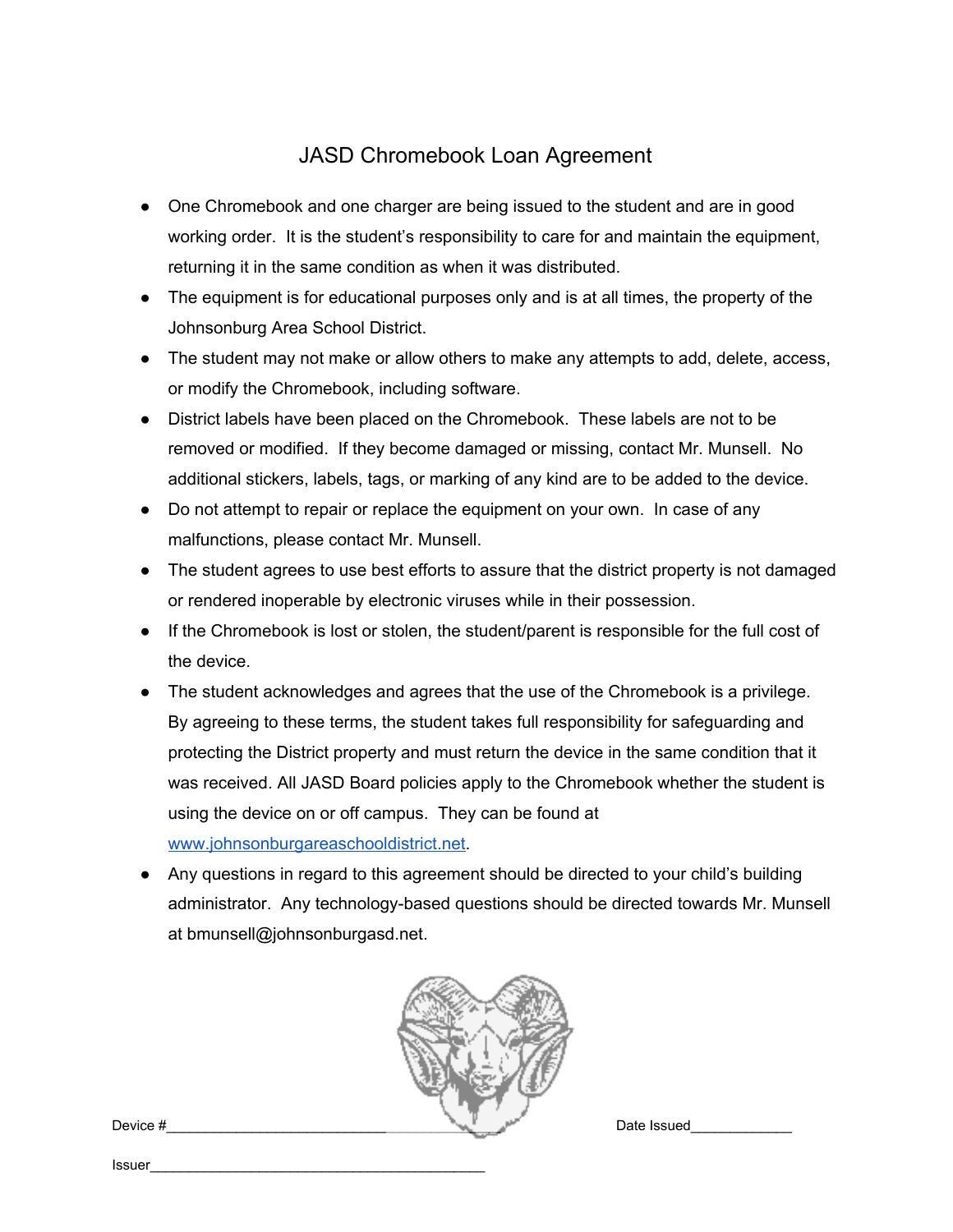# JASD Chromebook Loan Agreement

- One Chromebook and one charger are being issued to the student and are in good working order. It is the student's responsibility to care for and maintain the equipment, returning it in the same condition as when it was distributed.
- The equipment is for educational purposes only and is at all times, the property of the Johnsonburg Area School District.
- The student may not make or allow others to make any attempts to add, delete, access, or modify the Chromebook, including software.
- District labels have been placed on the Chromebook. These labels are not to be removed or modified. If they become damaged or missing, contact Mr. Munsell. No additional stickers, labels, tags, or marking of any kind are to be added to the device.
- Do not attempt to repair or replace the equipment on your own. In case of any malfunctions, please contact Mr. Munsell.
- The student agrees to use best efforts to assure that the district property is not damaged or rendered inoperable by electronic viruses while in their possession.
- If the Chromebook is lost or stolen, the student/parent is responsible for the full cost of the device.
- The student acknowledges and agrees that the use of the Chromebook is a privilege. By agreeing to these terms, the student takes full responsibility for safeguarding and protecting the District property and must return the device in the same condition that it was received. All JASD Board policies apply to the Chromebook whether the student is using the device on or off campus. They can be found at [www.johnsonburgareaschooldistrict.net](http://www.johnsonburgareaschooldistrict.net).
- Any questions in regard to this agreement should be directed to your child's building administrator. Any technology-based questions should be directed towards Mr. Munsell at bmunsell@johnsonburgasd.net.

Device #_____________________________ Date Issued_____________

Issuer__________________________________________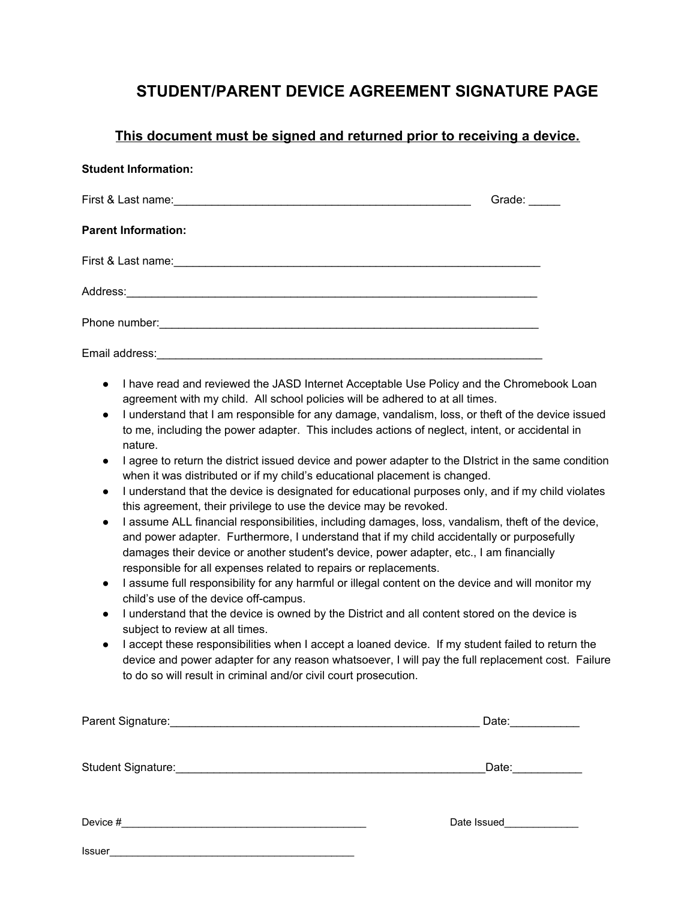# STUDENT/PARENT DEVICE AGREEMENT SIGNATURE PAGE

<u>**This document must be signed and returned prior to receiving a device.**</u>

**Student Information:**

First & Last name:_______________________________________________ Grade: _____

**Parent Information:**

First & Last name:___________________________________________________________

Address:____________________________________________________________________

Phone number:______________________________________________________________

Email address:______________________________________________________________

- I have read and reviewed the JASD Internet Acceptable Use Policy and the Chromebook Loan agreement with my child. All school policies will be adhered to at all times.
- I understand that I am responsible for any damage, vandalism, loss, or theft of the device issued to me, including the power adapter. This includes actions of neglect, intent, or accidental in nature.
- I agree to return the district issued device and power adapter to the DIstrict in the same condition when it was distributed or if my child's educational placement is changed.
- I understand that the device is designated for educational purposes only, and if my child violates this agreement, their privilege to use the device may be revoked.
- I assume ALL financial responsibilities, including damages, loss, vandalism, theft of the device, and power adapter. Furthermore, I understand that if my child accidentally or purposefully damages their device or another student's device, power adapter, etc., I am financially responsible for all expenses related to repairs or replacements.
- I assume full responsibility for any harmful or illegal content on the device and will monitor my child's use of the device off-campus.
- I understand that the device is owned by the District and all content stored on the device is subject to review at all times.
- I accept these responsibilities when I accept a loaned device. If my student failed to return the device and power adapter for any reason whatsoever, I will pay the full replacement cost. Failure to do so will result in criminal and/or civil court prosecution.

Parent Signature:__________________________________________________ Date:___________

Student Signature:_________________________________________________Date:___________

Device #_________________________________________ Date Issued_____________

Issuer_________________________________________